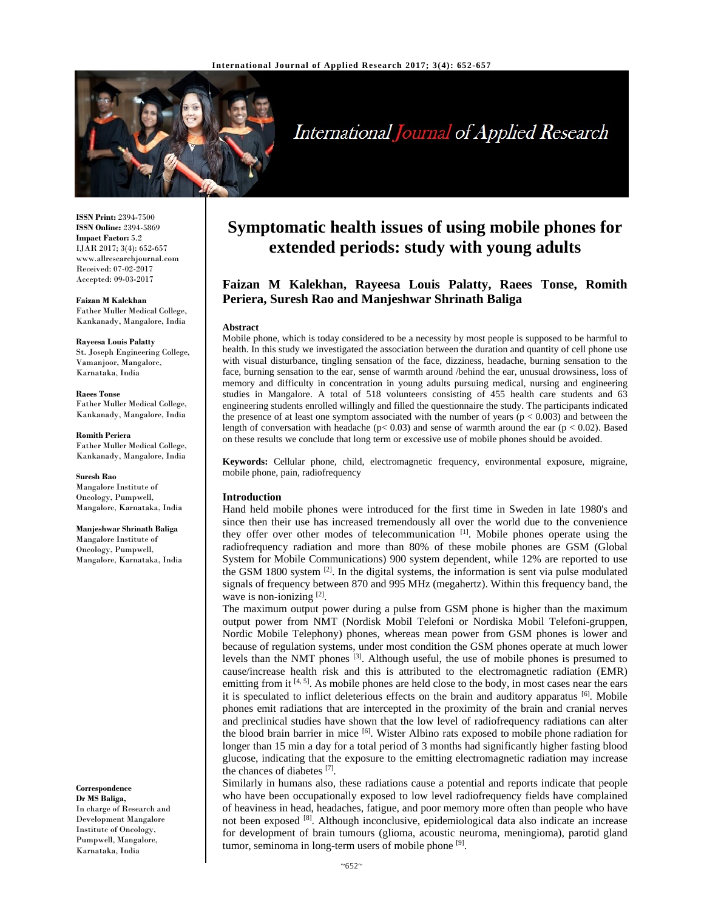# Symptomatic health issues of using mobile phones for extended periods: study with young adults

**Faizan M Kalekhan, Rayeesa Louis Palatty, Raees Tonse, Romith Periera, Suresh Rao and Manjeshwar Shrinath Baliga**

**ISSN Print:** 2394-7500
**ISSN Online:** 2394-5869
**Impact Factor:** 5.2
IJAR 2017; 3(4): 652-657
www.allresearchjournal.com
Received: 07-02-2017
Accepted: 09-03-2017

**Faizan M Kalekhan**
Father Muller Medical College, Kankanady, Mangalore, India

**Rayeesa Louis Palatty**
St. Joseph Engineering College, Vamanjoor, Mangalore, Karnataka, India

**Raees Tonse**
Father Muller Medical College, Kankanady, Mangalore, India

**Romith Periera**
Father Muller Medical College, Kankanady, Mangalore, India

**Suresh Rao**
Mangalore Institute of Oncology, Pumpwell, Mangalore, Karnataka, India

**Manjeshwar Shrinath Baliga**
Mangalore Institute of Oncology, Pumpwell, Mangalore, Karnataka, India

**Correspondence**
**Dr MS Baliga,**
In charge of Research and Development Mangalore Institute of Oncology, Pumpwell, Mangalore, Karnataka, India

## Abstract

Mobile phone, which is today considered to be a necessity by most people is supposed to be harmful to health. In this study we investigated the association between the duration and quantity of cell phone use with visual disturbance, tingling sensation of the face, dizziness, headache, burning sensation to the face, burning sensation to the ear, sense of warmth around /behind the ear, unusual drowsiness, loss of memory and difficulty in concentration in young adults pursuing medical, nursing and engineering studies in Mangalore. A total of 518 volunteers consisting of 455 health care students and 63 engineering students enrolled willingly and filled the questionnaire the study. The participants indicated the presence of at least one symptom associated with the number of years ($p < 0.003$) and between the length of conversation with headache ($p < 0.03$) and sense of warmth around the ear ($p < 0.02$). Based on these results we conclude that long term or excessive use of mobile phones should be avoided.

**Keywords:** Cellular phone, child, electromagnetic frequency, environmental exposure, migraine, mobile phone, pain, radiofrequency

## Introduction

Hand held mobile phones were introduced for the first time in Sweden in late 1980's and since then their use has increased tremendously all over the world due to the convenience they offer over other modes of telecommunication [1]. Mobile phones operate using the radiofrequency radiation and more than 80% of these mobile phones are GSM (Global System for Mobile Communications) 900 system dependent, while 12% are reported to use the GSM 1800 system [2]. In the digital systems, the information is sent via pulse modulated signals of frequency between 870 and 995 MHz (megahertz). Within this frequency band, the wave is non-ionizing [2].

The maximum output power during a pulse from GSM phone is higher than the maximum output power from NMT (Nordisk Mobil Telefoni or Nordiska Mobil Telefoni-gruppen, Nordic Mobile Telephony) phones, whereas mean power from GSM phones is lower and because of regulation systems, under most condition the GSM phones operate at much lower levels than the NMT phones [3]. Although useful, the use of mobile phones is presumed to cause/increase health risk and this is attributed to the electromagnetic radiation (EMR) emitting from it [4, 5]. As mobile phones are held close to the body, in most cases near the ears it is speculated to inflict deleterious effects on the brain and auditory apparatus [6]. Mobile phones emit radiations that are intercepted in the proximity of the brain and cranial nerves and preclinical studies have shown that the low level of radiofrequency radiations can alter the blood brain barrier in mice [6]. Wister Albino rats exposed to mobile phone radiation for longer than 15 min a day for a total period of 3 months had significantly higher fasting blood glucose, indicating that the exposure to the emitting electromagnetic radiation may increase the chances of diabetes [7].

Similarly in humans also, these radiations cause a potential and reports indicate that people who have been occupationally exposed to low level radiofrequency fields have complained of heaviness in head, headaches, fatigue, and poor memory more often than people who have not been exposed [8]. Although inconclusive, epidemiological data also indicate an increase for development of brain tumours (glioma, acoustic neuroma, meningioma), parotid gland tumor, seminoma in long-term users of mobile phone [9].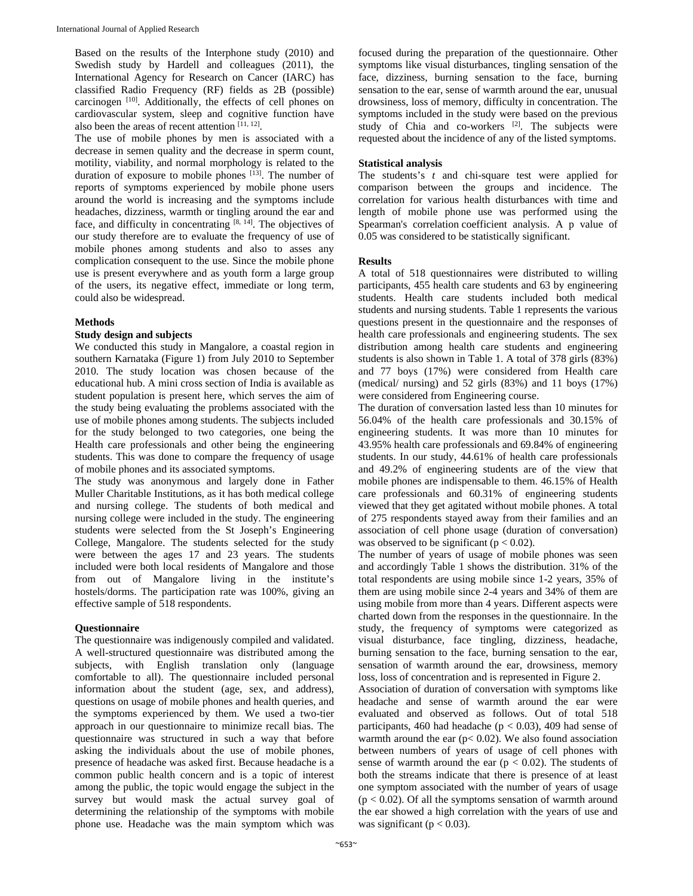Based on the results of the Interphone study (2010) and Swedish study by Hardell and colleagues (2011), the International Agency for Research on Cancer (IARC) has classified Radio Frequency (RF) fields as 2B (possible) carcinogen [10]. Additionally, the effects of cell phones on cardiovascular system, sleep and cognitive function have also been the areas of recent attention [11, 12].

The use of mobile phones by men is associated with a decrease in semen quality and the decrease in sperm count, motility, viability, and normal morphology is related to the duration of exposure to mobile phones [13]. The number of reports of symptoms experienced by mobile phone users around the world is increasing and the symptoms include headaches, dizziness, warmth or tingling around the ear and face, and difficulty in concentrating [8, 14]. The objectives of our study therefore are to evaluate the frequency of use of mobile phones among students and also to asses any complication consequent to the use. Since the mobile phone use is present everywhere and as youth form a large group of the users, its negative effect, immediate or long term, could also be widespread.

## Methods

### Study design and subjects

We conducted this study in Mangalore, a coastal region in southern Karnataka (Figure 1) from July 2010 to September 2010. The study location was chosen because of the educational hub. A mini cross section of India is available as student population is present here, which serves the aim of the study being evaluating the problems associated with the use of mobile phones among students. The subjects included for the study belonged to two categories, one being the Health care professionals and other being the engineering students. This was done to compare the frequency of usage of mobile phones and its associated symptoms.

The study was anonymous and largely done in Father Muller Charitable Institutions, as it has both medical college and nursing college. The students of both medical and nursing college were included in the study. The engineering students were selected from the St Joseph's Engineering College, Mangalore. The students selected for the study were between the ages 17 and 23 years. The students included were both local residents of Mangalore and those from out of Mangalore living in the institute's hostels/dorms. The participation rate was 100%, giving an effective sample of 518 respondents.

### Questionnaire

The questionnaire was indigenously compiled and validated. A well-structured questionnaire was distributed among the subjects, with English translation only (language comfortable to all). The questionnaire included personal information about the student (age, sex, and address), questions on usage of mobile phones and health queries, and the symptoms experienced by them. We used a two-tier approach in our questionnaire to minimize recall bias. The questionnaire was structured in such a way that before asking the individuals about the use of mobile phones, presence of headache was asked first. Because headache is a common public health concern and is a topic of interest among the public, the topic would engage the subject in the survey but would mask the actual survey goal of determining the relationship of the symptoms with mobile phone use. Headache was the main symptom which was focused during the preparation of the questionnaire. Other symptoms like visual disturbances, tingling sensation of the face, dizziness, burning sensation to the face, burning sensation to the ear, sense of warmth around the ear, unusual drowsiness, loss of memory, difficulty in concentration. The symptoms included in the study were based on the previous study of Chia and co-workers [2]. The subjects were requested about the incidence of any of the listed symptoms.

### Statistical analysis

The students's *t* and chi-square test were applied for comparison between the groups and incidence. The correlation for various health disturbances with time and length of mobile phone use was performed using the Spearman's correlation coefficient analysis. A p value of 0.05 was considered to be statistically significant.

## Results

A total of 518 questionnaires were distributed to willing participants, 455 health care students and 63 by engineering students. Health care students included both medical students and nursing students. Table 1 represents the various questions present in the questionnaire and the responses of health care professionals and engineering students. The sex distribution among health care students and engineering students is also shown in Table 1. A total of 378 girls (83%) and 77 boys (17%) were considered from Health care (medical/ nursing) and 52 girls (83%) and 11 boys (17%) were considered from Engineering course.

The duration of conversation lasted less than 10 minutes for 56.04% of the health care professionals and 30.15% of engineering students. It was more than 10 minutes for 43.95% health care professionals and 69.84% of engineering students. In our study, 44.61% of health care professionals and 49.2% of engineering students are of the view that mobile phones are indispensable to them. 46.15% of Health care professionals and 60.31% of engineering students viewed that they get agitated without mobile phones. A total of 275 respondents stayed away from their families and an association of cell phone usage (duration of conversation) was observed to be significant ($p < 0.02$).

The number of years of usage of mobile phones was seen and accordingly Table 1 shows the distribution. 31% of the total respondents are using mobile since 1-2 years, 35% of them are using mobile since 2-4 years and 34% of them are using mobile from more than 4 years. Different aspects were charted down from the responses in the questionnaire. In the study, the frequency of symptoms were categorized as visual disturbance, face tingling, dizziness, headache, burning sensation to the face, burning sensation to the ear, sensation of warmth around the ear, drowsiness, memory loss, loss of concentration and is represented in Figure 2.

Association of duration of conversation with symptoms like headache and sense of warmth around the ear were evaluated and observed as follows. Out of total 518 participants, 460 had headache ($p < 0.03$), 409 had sense of warmth around the ear ($p < 0.02$). We also found association between numbers of years of usage of cell phones with sense of warmth around the ear ($p < 0.02$). The students of both the streams indicate that there is presence of at least one symptom associated with the number of years of usage ($p < 0.02$). Of all the symptoms sensation of warmth around the ear showed a high correlation with the years of use and was significant ($p < 0.03$).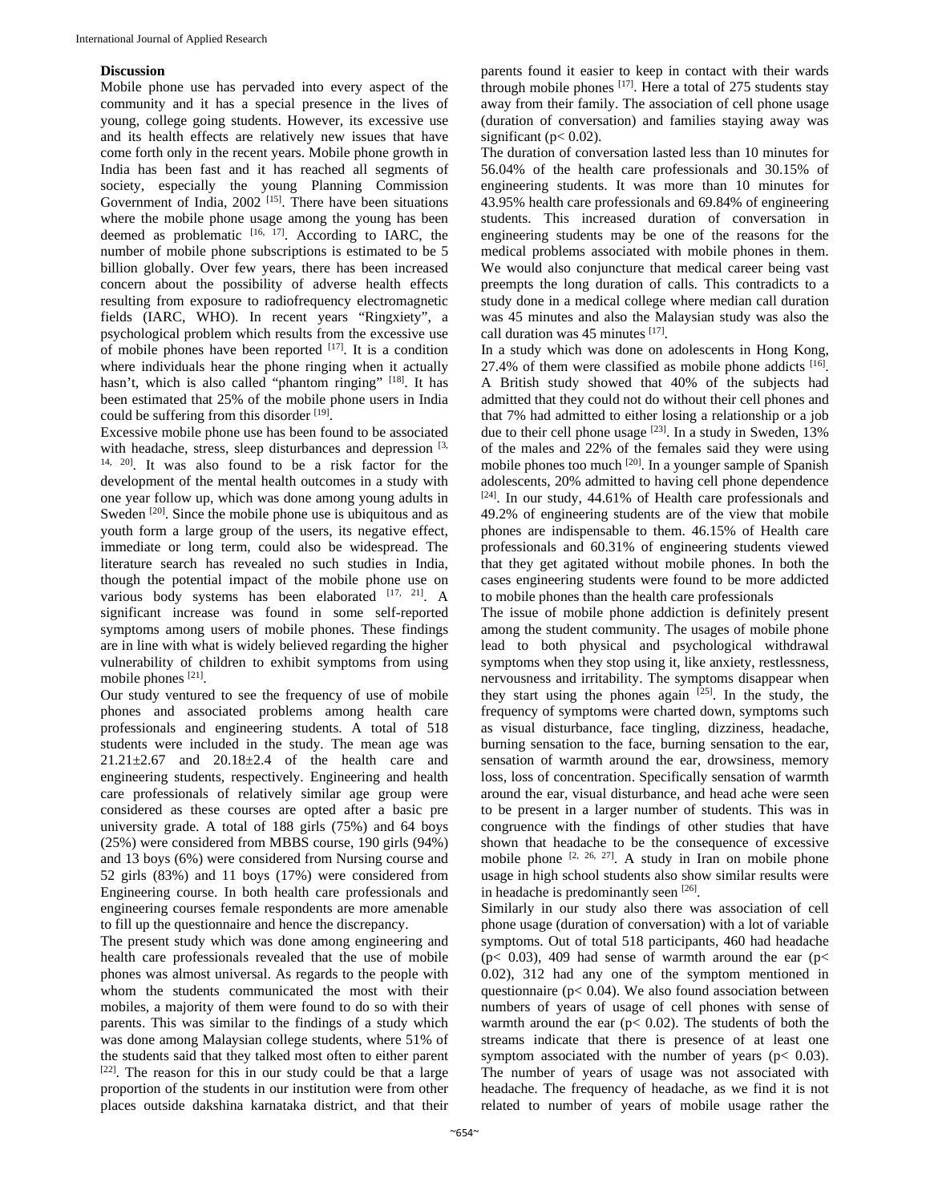## Discussion

Mobile phone use has pervaded into every aspect of the community and it has a special presence in the lives of young, college going students. However, its excessive use and its health effects are relatively new issues that have come forth only in the recent years. Mobile phone growth in India has been fast and it has reached all segments of society, especially the young Planning Commission Government of India, 2002 [15]. There have been situations where the mobile phone usage among the young has been deemed as problematic [16, 17]. According to IARC, the number of mobile phone subscriptions is estimated to be 5 billion globally. Over few years, there has been increased concern about the possibility of adverse health effects resulting from exposure to radiofrequency electromagnetic fields (IARC, WHO). In recent years "Ringxiety", a psychological problem which results from the excessive use of mobile phones have been reported [17]. It is a condition where individuals hear the phone ringing when it actually hasn't, which is also called "phantom ringing" [18]. It has been estimated that 25% of the mobile phone users in India could be suffering from this disorder [19].

Excessive mobile phone use has been found to be associated with headache, stress, sleep disturbances and depression [3, 14, 20]. It was also found to be a risk factor for the development of the mental health outcomes in a study with one year follow up, which was done among young adults in Sweden [20]. Since the mobile phone use is ubiquitous and as youth form a large group of the users, its negative effect, immediate or long term, could also be widespread. The literature search has revealed no such studies in India, though the potential impact of the mobile phone use on various body systems has been elaborated [17, 21]. A significant increase was found in some self-reported symptoms among users of mobile phones. These findings are in line with what is widely believed regarding the higher vulnerability of children to exhibit symptoms from using mobile phones [21].

Our study ventured to see the frequency of use of mobile phones and associated problems among health care professionals and engineering students. A total of 518 students were included in the study. The mean age was 21.21±2.67 and 20.18±2.4 of the health care and engineering students, respectively. Engineering and health care professionals of relatively similar age group were considered as these courses are opted after a basic pre university grade. A total of 188 girls (75%) and 64 boys (25%) were considered from MBBS course, 190 girls (94%) and 13 boys (6%) were considered from Nursing course and 52 girls (83%) and 11 boys (17%) were considered from Engineering course. In both health care professionals and engineering courses female respondents are more amenable to fill up the questionnaire and hence the discrepancy.

The present study which was done among engineering and health care professionals revealed that the use of mobile phones was almost universal. As regards to the people with whom the students communicated the most with their mobiles, a majority of them were found to do so with their parents. This was similar to the findings of a study which was done among Malaysian college students, where 51% of the students said that they talked most often to either parent [22]. The reason for this in our study could be that a large proportion of the students in our institution were from other places outside dakshina karnataka district, and that their parents found it easier to keep in contact with their wards through mobile phones [17]. Here a total of 275 students stay away from their family. The association of cell phone usage (duration of conversation) and families staying away was significant ($p < 0.02$).

The duration of conversation lasted less than 10 minutes for 56.04% of the health care professionals and 30.15% of engineering students. It was more than 10 minutes for 43.95% health care professionals and 69.84% of engineering students. This increased duration of conversation in engineering students may be one of the reasons for the medical problems associated with mobile phones in them. We would also conjuncture that medical career being vast preempts the long duration of calls. This contradicts to a study done in a medical college where median call duration was 45 minutes and also the Malaysian study was also the call duration was 45 minutes [17].

In a study which was done on adolescents in Hong Kong, 27.4% of them were classified as mobile phone addicts [16]. A British study showed that 40% of the subjects had admitted that they could not do without their cell phones and that 7% had admitted to either losing a relationship or a job due to their cell phone usage [23]. In a study in Sweden, 13% of the males and 22% of the females said they were using mobile phones too much [20]. In a younger sample of Spanish adolescents, 20% admitted to having cell phone dependence [24]. In our study, 44.61% of Health care professionals and 49.2% of engineering students are of the view that mobile phones are indispensable to them. 46.15% of Health care professionals and 60.31% of engineering students viewed that they get agitated without mobile phones. In both the cases engineering students were found to be more addicted to mobile phones than the health care professionals

The issue of mobile phone addiction is definitely present among the student community. The usages of mobile phone lead to both physical and psychological withdrawal symptoms when they stop using it, like anxiety, restlessness, nervousness and irritability. The symptoms disappear when they start using the phones again [25]. In the study, the frequency of symptoms were charted down, symptoms such as visual disturbance, face tingling, dizziness, headache, burning sensation to the face, burning sensation to the ear, sensation of warmth around the ear, drowsiness, memory loss, loss of concentration. Specifically sensation of warmth around the ear, visual disturbance, and head ache were seen to be present in a larger number of students. This was in congruence with the findings of other studies that have shown that headache to be the consequence of excessive mobile phone [2, 26, 27]. A study in Iran on mobile phone usage in high school students also show similar results were in headache is predominantly seen [26].

Similarly in our study also there was association of cell phone usage (duration of conversation) with a lot of variable symptoms. Out of total 518 participants, 460 had headache ($p < 0.03$), 409 had sense of warmth around the ear ($p < 0.02$), 312 had any one of the symptom mentioned in questionnaire ($p < 0.04$). We also found association between numbers of years of usage of cell phones with sense of warmth around the ear ($p < 0.02$). The students of both the streams indicate that there is presence of at least one symptom associated with the number of years ($p < 0.03$). The number of years of usage was not associated with headache. The frequency of headache, as we find it is not related to number of years of mobile usage rather the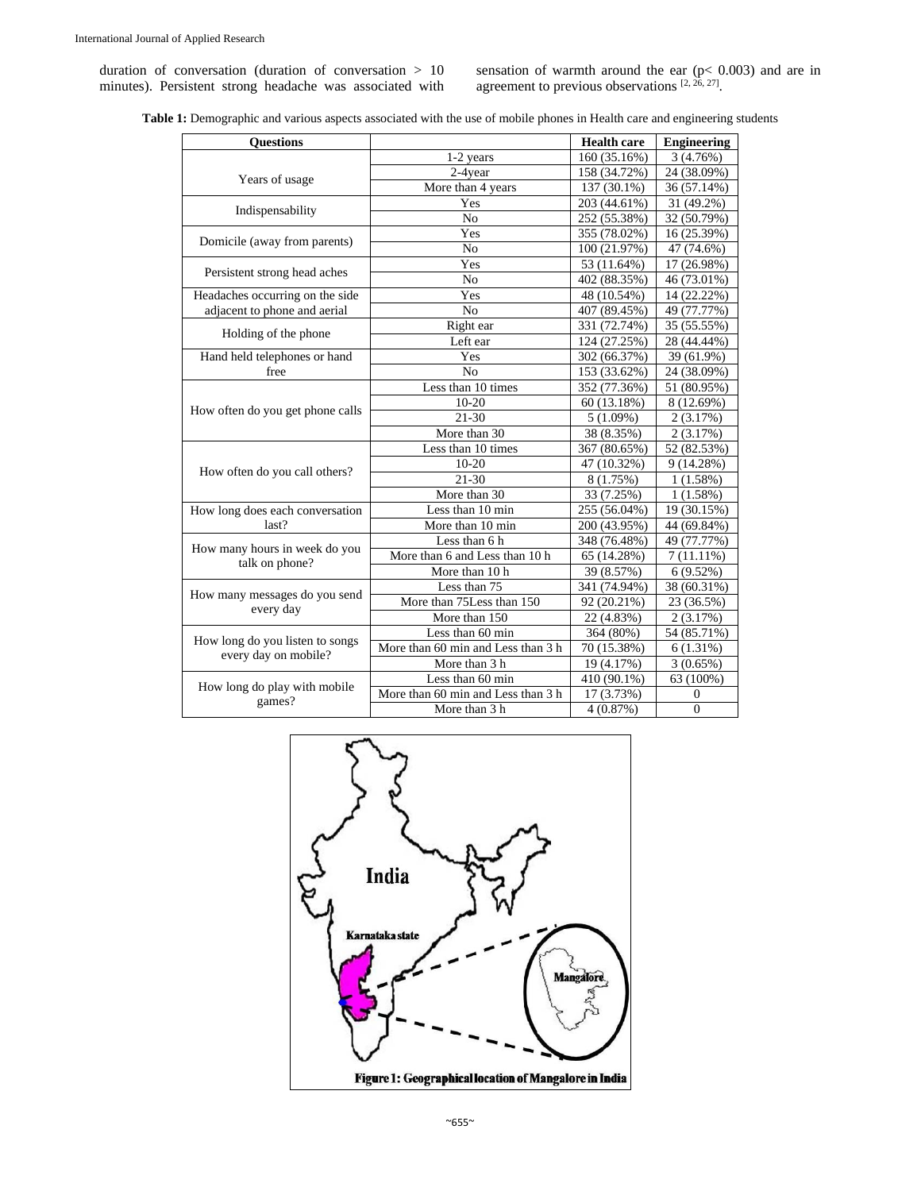duration of conversation (duration of conversation > 10 minutes). Persistent strong headache was associated with sensation of warmth around the ear ($p < 0.003$) and are in agreement to previous observations [2, 26, 27].

**Table 1:** Demographic and various aspects associated with the use of mobile phones in Health care and engineering students

| Questions | | Health care | Engineering |
|---|---|---|---|
| Years of usage | 1-2 years | 160 (35.16%) | 3 (4.76%) |
| | 2-4year | 158 (34.72%) | 24 (38.09%) |
| | More than 4 years | 137 (30.1%) | 36 (57.14%) |
| Indispensability | Yes | 203 (44.61%) | 31 (49.2%) |
| | No | 252 (55.38%) | 32 (50.79%) |
| Domicile (away from parents) | Yes | 355 (78.02%) | 16 (25.39%) |
| | No | 100 (21.97%) | 47 (74.6%) |
| Persistent strong head aches | Yes | 53 (11.64%) | 17 (26.98%) |
| | No | 402 (88.35%) | 46 (73.01%) |
| Headaches occurring on the side adjacent to phone and aerial | Yes | 48 (10.54%) | 14 (22.22%) |
| | No | 407 (89.45%) | 49 (77.77%) |
| Holding of the phone | Right ear | 331 (72.74%) | 35 (55.55%) |
| | Left ear | 124 (27.25%) | 28 (44.44%) |
| Hand held telephones or hand free | Yes | 302 (66.37%) | 39 (61.9%) |
| | No | 153 (33.62%) | 24 (38.09%) |
| How often do you get phone calls | Less than 10 times | 352 (77.36%) | 51 (80.95%) |
| | 10-20 | 60 (13.18%) | 8 (12.69%) |
| | 21-30 | 5 (1.09%) | 2 (3.17%) |
| | More than 30 | 38 (8.35%) | 2 (3.17%) |
| How often do you call others? | Less than 10 times | 367 (80.65%) | 52 (82.53%) |
| | 10-20 | 47 (10.32%) | 9 (14.28%) |
| | 21-30 | 8 (1.75%) | 1 (1.58%) |
| | More than 30 | 33 (7.25%) | 1 (1.58%) |
| How long does each conversation last? | Less than 10 min | 255 (56.04%) | 19 (30.15%) |
| | More than 10 min | 200 (43.95%) | 44 (69.84%) |
| How many hours in week do you talk on phone? | Less than 6 h | 348 (76.48%) | 49 (77.77%) |
| | More than 6 and Less than 10 h | 65 (14.28%) | 7 (11.11%) |
| | More than 10 h | 39 (8.57%) | 6 (9.52%) |
| How many messages do you send every day | Less than 75 | 341 (74.94%) | 38 (60.31%) |
| | More than 75Less than 150 | 92 (20.21%) | 23 (36.5%) |
| | More than 150 | 22 (4.83%) | 2 (3.17%) |
| How long do you listen to songs every day on mobile? | Less than 60 min | 364 (80%) | 54 (85.71%) |
| | More than 60 min and Less than 3 h | 70 (15.38%) | 6 (1.31%) |
| | More than 3 h | 19 (4.17%) | 3 (0.65%) |
| How long do play with mobile games? | Less than 60 min | 410 (90.1%) | 63 (100%) |
| | More than 60 min and Less than 3 h | 17 (3.73%) | 0 |
| | More than 3 h | 4 (0.87%) | 0 |

**Figure 1: Geographical location of Mangalore in India**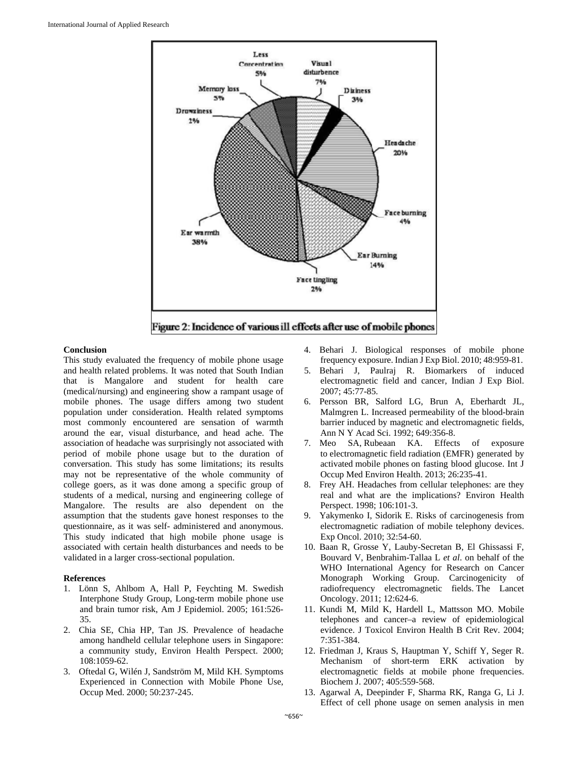Figure 2: Incidence of various ill effects after use of mobile phones

**Conclusion**

This study evaluated the frequency of mobile phone usage and health related problems. It was noted that South Indian that is Mangalore and student for health care (medical/nursing) and engineering show a rampant usage of mobile phones. The usage differs among two student population under consideration. Health related symptoms most commonly encountered are sensation of warmth around the ear, visual disturbance, and head ache. The association of headache was surprisingly not associated with period of mobile phone usage but to the duration of conversation. This study has some limitations; its results may not be representative of the whole community of college goers, as it was done among a specific group of students of a medical, nursing and engineering college of Mangalore. The results are also dependent on the assumption that the students gave honest responses to the questionnaire, as it was self- administered and anonymous. This study indicated that high mobile phone usage is associated with certain health disturbances and needs to be validated in a larger cross-sectional population.

**References**

1. Lönn S, Ahlbom A, Hall P, Feychting M. Swedish Interphone Study Group, Long-term mobile phone use and brain tumor risk, Am J Epidemiol. 2005; 161:526-35.
2. Chia SE, Chia HP, Tan JS. Prevalence of headache among handheld cellular telephone users in Singapore: a community study, Environ Health Perspect. 2000; 108:1059-62.
3. Oftedal G, Wilén J, Sandström M, Mild KH. Symptoms Experienced in Connection with Mobile Phone Use, Occup Med. 2000; 50:237-245.
4. Behari J. Biological responses of mobile phone frequency exposure. Indian J Exp Biol. 2010; 48:959-81.
5. Behari J, Paulraj R. Biomarkers of induced electromagnetic field and cancer, Indian J Exp Biol. 2007; 45:77-85.
6. Persson BR, Salford LG, Brun A, Eberhardt JL, Malmgren L. Increased permeability of the blood-brain barrier induced by magnetic and electromagnetic fields, Ann N Y Acad Sci. 1992; 649:356-8.
7. Meo SA, Rubeaan KA. Effects of exposure to electromagnetic field radiation (EMFR) generated by activated mobile phones on fasting blood glucose. Int J Occup Med Environ Health. 2013; 26:235-41.
8. Frey AH. Headaches from cellular telephones: are they real and what are the implications? Environ Health Perspect. 1998; 106:101-3.
9. Yakymenko I, Sidorik E. Risks of carcinogenesis from electromagnetic radiation of mobile telephony devices. Exp Oncol. 2010; 32:54-60.
10. Baan R, Grosse Y, Lauby-Secretan B, El Ghissassi F, Bouvard V, Benbrahim-Tallaa L *et al*. on behalf of the WHO International Agency for Research on Cancer Monograph Working Group. Carcinogenicity of radiofrequency electromagnetic fields. The Lancet Oncology. 2011; 12:624-6.
11. Kundi M, Mild K, Hardell L, Mattsson MO. Mobile telephones and cancer–a review of epidemiological evidence. J Toxicol Environ Health B Crit Rev. 2004; 7:351-384.
12. Friedman J, Kraus S, Hauptman Y, Schiff Y, Seger R. Mechanism of short-term ERK activation by electromagnetic fields at mobile phone frequencies. Biochem J. 2007; 405:559-568.
13. Agarwal A, Deepinder F, Sharma RK, Ranga G, Li J. Effect of cell phone usage on semen analysis in men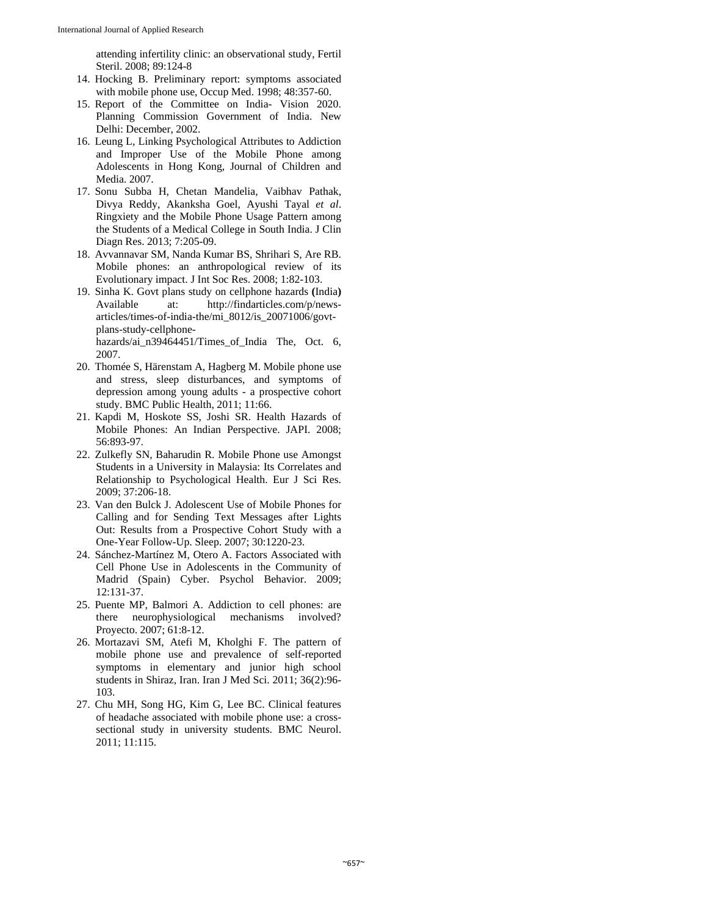attending infertility clinic: an observational study, Fertil Steril. 2008; 89:124-8

14. Hocking B. Preliminary report: symptoms associated with mobile phone use, Occup Med. 1998; 48:357-60.
15. Report of the Committee on India- Vision 2020. Planning Commission Government of India. New Delhi: December, 2002.
16. Leung L, Linking Psychological Attributes to Addiction and Improper Use of the Mobile Phone among Adolescents in Hong Kong, Journal of Children and Media. 2007.
17. Sonu Subba H, Chetan Mandelia, Vaibhav Pathak, Divya Reddy, Akanksha Goel, Ayushi Tayal *et al*. Ringxiety and the Mobile Phone Usage Pattern among the Students of a Medical College in South India. J Clin Diagn Res. 2013; 7:205-09.
18. Avvannavar SM, Nanda Kumar BS, Shrihari S, Are RB. Mobile phones: an anthropological review of its Evolutionary impact. J Int Soc Res. 2008; 1:82-103.
19. Sinha K. Govt plans study on cellphone hazards **(**India**)** Available at: http://findarticles.com/p/news-articles/times-of-india-the/mi_8012/is_20071006/govt-plans-study-cellphone-hazards/ai_n39464451/Times_of_India The, Oct. 6, 2007.
20. Thomée S, Härenstam A, Hagberg M. Mobile phone use and stress, sleep disturbances, and symptoms of depression among young adults - a prospective cohort study. BMC Public Health, 2011; 11:66.
21. Kapdi M, Hoskote SS, Joshi SR. Health Hazards of Mobile Phones: An Indian Perspective. JAPI. 2008; 56:893-97.
22. Zulkefly SN, Baharudin R. Mobile Phone use Amongst Students in a University in Malaysia: Its Correlates and Relationship to Psychological Health. Eur J Sci Res. 2009; 37:206-18.
23. Van den Bulck J. Adolescent Use of Mobile Phones for Calling and for Sending Text Messages after Lights Out: Results from a Prospective Cohort Study with a One-Year Follow-Up. Sleep. 2007; 30:1220-23.
24. Sánchez-Martínez M, Otero A. Factors Associated with Cell Phone Use in Adolescents in the Community of Madrid (Spain) Cyber. Psychol Behavior. 2009; 12:131-37.
25. Puente MP, Balmori A. Addiction to cell phones: are there neurophysiological mechanisms involved? Proyecto. 2007; 61:8-12.
26. Mortazavi SM, Atefi M, Kholghi F. The pattern of mobile phone use and prevalence of self-reported symptoms in elementary and junior high school students in Shiraz, Iran. Iran J Med Sci. 2011; 36(2):96-103.
27. Chu MH, Song HG, Kim G, Lee BC. Clinical features of headache associated with mobile phone use: a cross-sectional study in university students. BMC Neurol. 2011; 11:115.